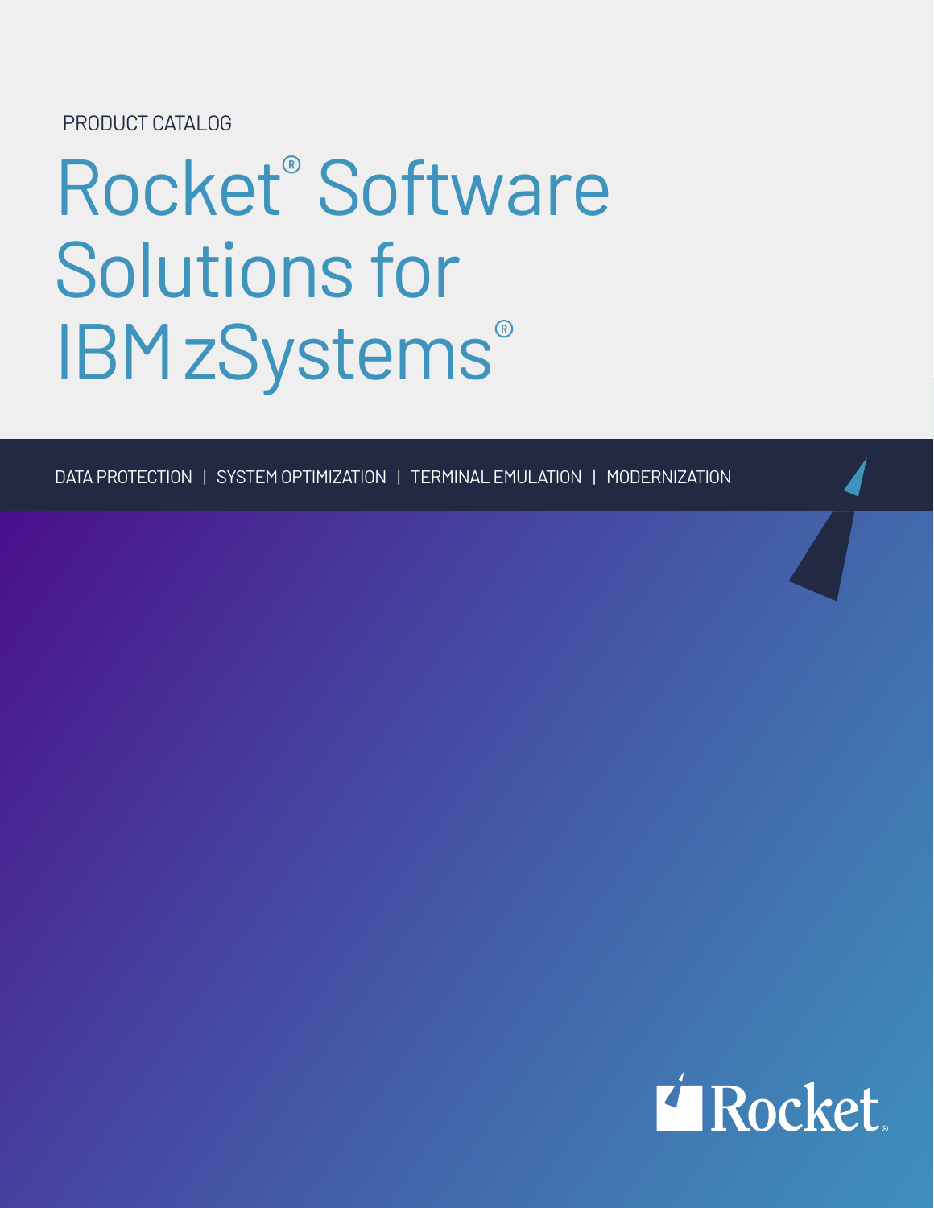PRODUCT CATALOG

# Rocket® Software Solutions for IBM zSystems®

DATA PROTECTION | SYSTEM OPTIMIZATION | TERMINAL EMULATION | MODERNIZATION

Rocket.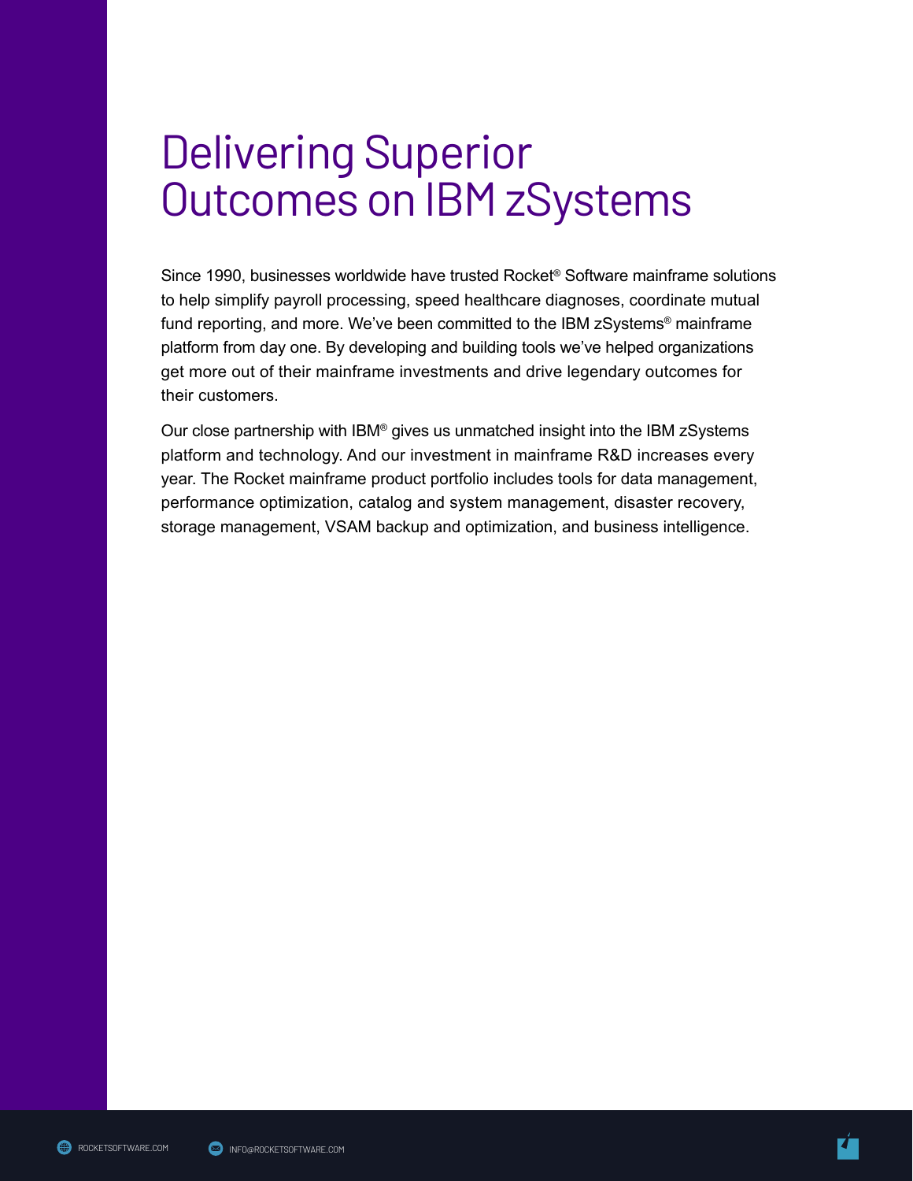# Delivering Superior Outcomes on IBM zSystems

Since 1990, businesses worldwide have trusted Rocket® Software mainframe solutions to help simplify payroll processing, speed healthcare diagnoses, coordinate mutual fund reporting, and more. We've been committed to the IBM zSystems® mainframe platform from day one. By developing and building tools we've helped organizations get more out of their mainframe investments and drive legendary outcomes for their customers.

Our close partnership with IBM® gives us unmatched insight into the IBM zSystems platform and technology. And our investment in mainframe R&D increases every year. The Rocket mainframe product portfolio includes tools for data management, performance optimization, catalog and system management, disaster recovery, storage management, VSAM backup and optimization, and business intelligence.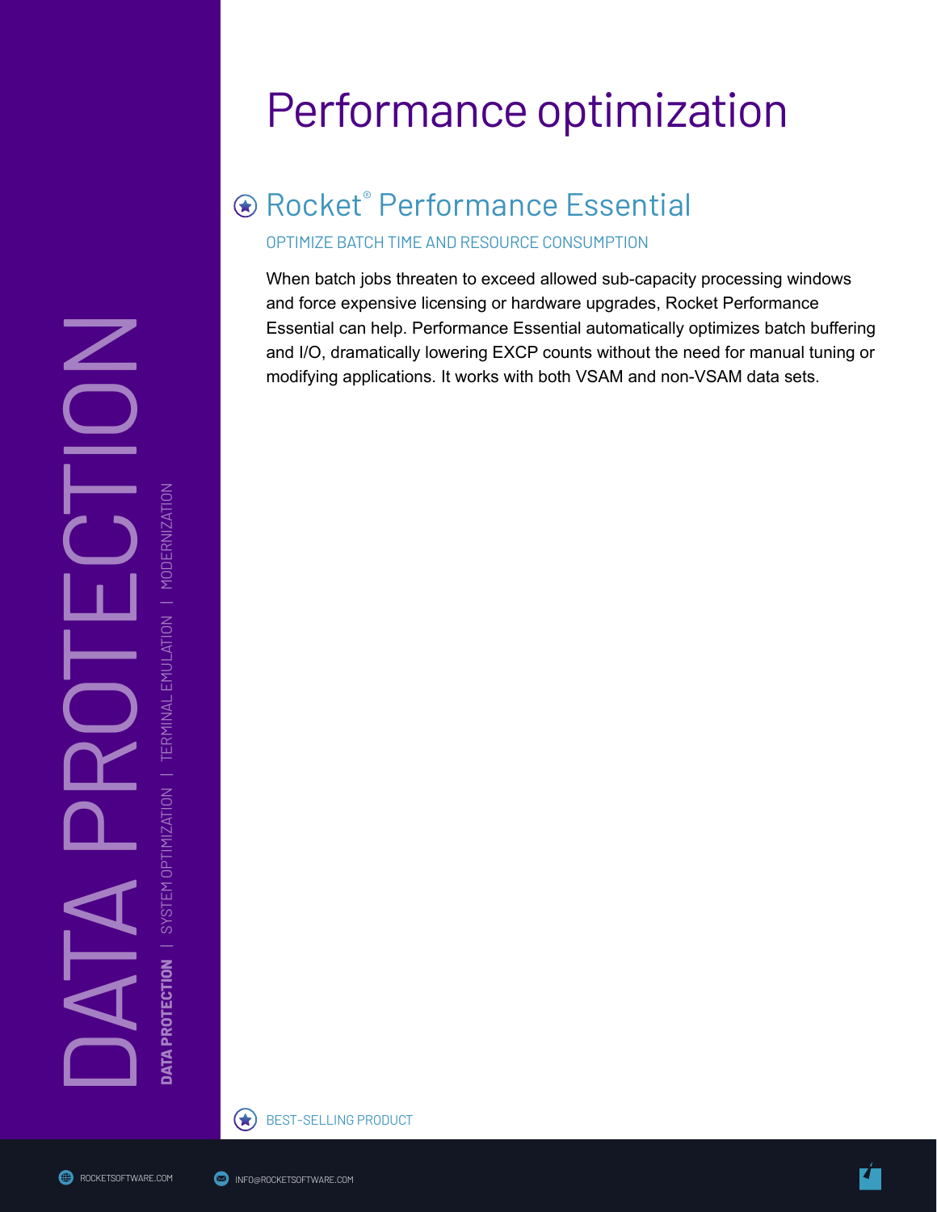# Performance optimization

## Rocket® Performance Essential

OPTIMIZE BATCH TIME AND RESOURCE CONSUMPTION

When batch jobs threaten to exceed allowed sub-capacity processing windows and force expensive licensing or hardware upgrades, Rocket Performance Essential can help. Performance Essential automatically optimizes batch buffering and I/O, dramatically lowering EXCP counts without the need for manual tuning or modifying applications. It works with both VSAM and non-VSAM data sets.

BEST-SELLING PRODUCT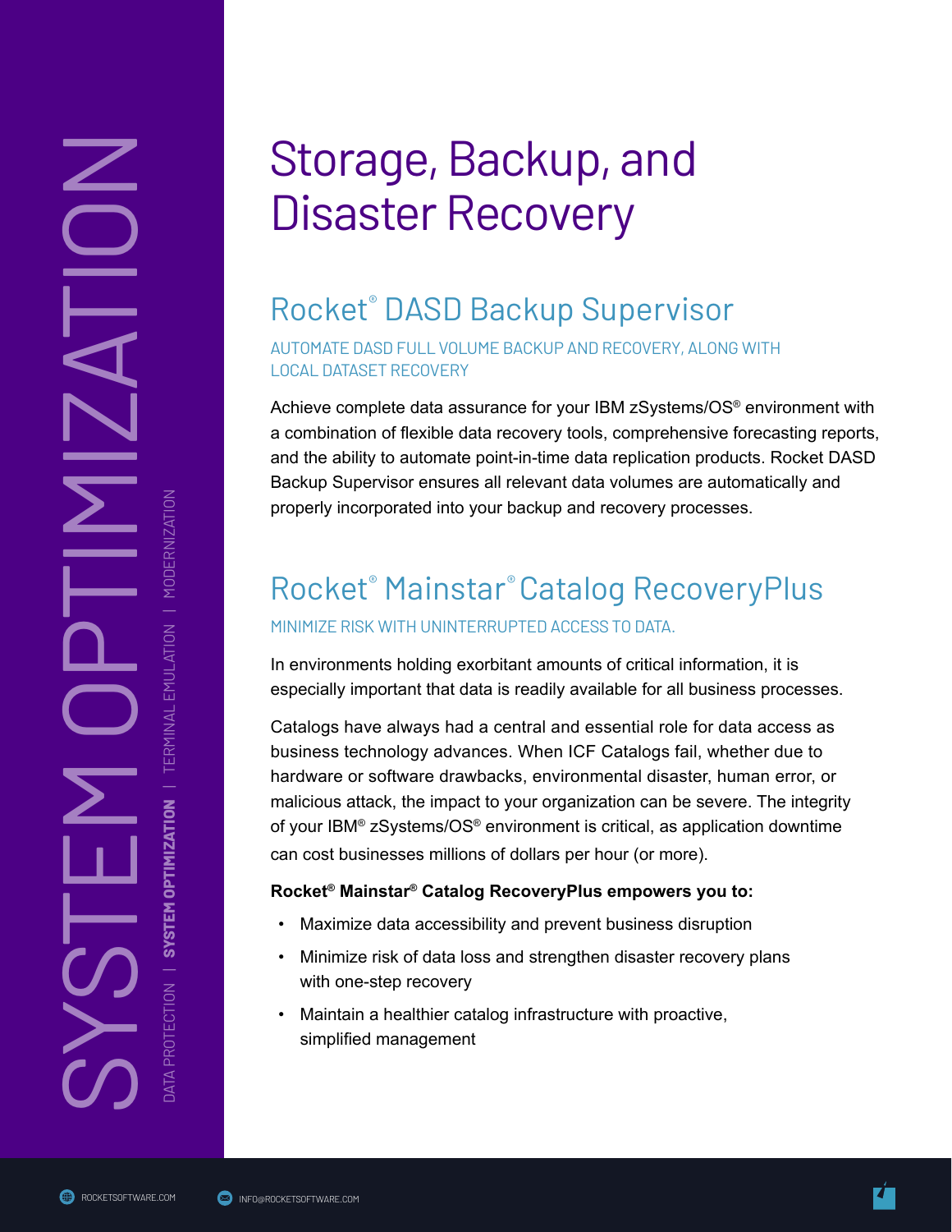# Storage, Backup, and Disaster Recovery

## Rocket® DASD Backup Supervisor

AUTOMATE DASD FULL VOLUME BACKUP AND RECOVERY, ALONG WITH LOCAL DATASET RECOVERY

Achieve complete data assurance for your IBM zSystems/OS® environment with a combination of flexible data recovery tools, comprehensive forecasting reports, and the ability to automate point-in-time data replication products. Rocket DASD Backup Supervisor ensures all relevant data volumes are automatically and properly incorporated into your backup and recovery processes.

## Rocket® Mainstar® Catalog RecoveryPlus

MINIMIZE RISK WITH UNINTERRUPTED ACCESS TO DATA.

In environments holding exorbitant amounts of critical information, it is especially important that data is readily available for all business processes.

Catalogs have always had a central and essential role for data access as business technology advances. When ICF Catalogs fail, whether due to hardware or software drawbacks, environmental disaster, human error, or malicious attack, the impact to your organization can be severe. The integrity of your IBM® zSystems/OS® environment is critical, as application downtime can cost businesses millions of dollars per hour (or more).

**Rocket® Mainstar® Catalog RecoveryPlus empowers you to:**

- Maximize data accessibility and prevent business disruption
- Minimize risk of data loss and strengthen disaster recovery plans with one-step recovery
- Maintain a healthier catalog infrastructure with proactive, simplified management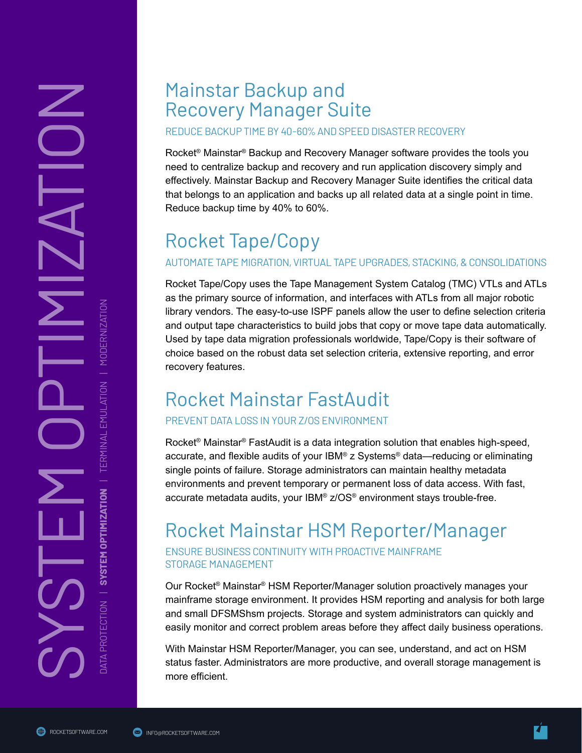## Mainstar Backup and Recovery Manager Suite

REDUCE BACKUP TIME BY 40-60% AND SPEED DISASTER RECOVERY

Rocket® Mainstar® Backup and Recovery Manager software provides the tools you need to centralize backup and recovery and run application discovery simply and effectively. Mainstar Backup and Recovery Manager Suite identifies the critical data that belongs to an application and backs up all related data at a single point in time. Reduce backup time by 40% to 60%.

## Rocket Tape/Copy

AUTOMATE TAPE MIGRATION, VIRTUAL TAPE UPGRADES, STACKING, & CONSOLIDATIONS

Rocket Tape/Copy uses the Tape Management System Catalog (TMC) VTLs and ATLs as the primary source of information, and interfaces with ATLs from all major robotic library vendors. The easy-to-use ISPF panels allow the user to define selection criteria and output tape characteristics to build jobs that copy or move tape data automatically. Used by tape data migration professionals worldwide, Tape/Copy is their software of choice based on the robust data set selection criteria, extensive reporting, and error recovery features.

## Rocket Mainstar FastAudit

PREVENT DATA LOSS IN YOUR Z/OS ENVIRONMENT

Rocket® Mainstar® FastAudit is a data integration solution that enables high-speed, accurate, and flexible audits of your IBM® z Systems® data—reducing or eliminating single points of failure. Storage administrators can maintain healthy metadata environments and prevent temporary or permanent loss of data access. With fast, accurate metadata audits, your IBM® z/OS® environment stays trouble-free.

## Rocket Mainstar HSM Reporter/Manager

ENSURE BUSINESS CONTINUITY WITH PROACTIVE MAINFRAME STORAGE MANAGEMENT

Our Rocket® Mainstar® HSM Reporter/Manager solution proactively manages your mainframe storage environment. It provides HSM reporting and analysis for both large and small DFSMShsm projects. Storage and system administrators can quickly and easily monitor and correct problem areas before they affect daily business operations.

With Mainstar HSM Reporter/Manager, you can see, understand, and act on HSM status faster. Administrators are more productive, and overall storage management is more efficient.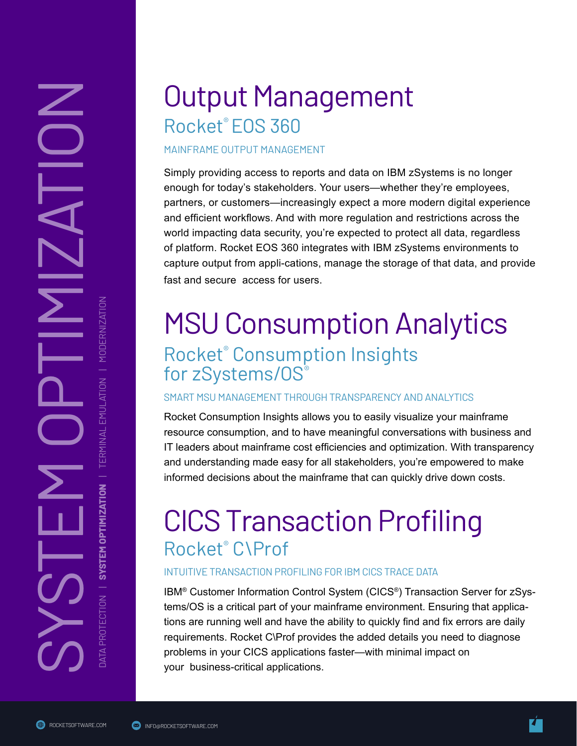# Output Management

## Rocket® EOS 360

### MAINFRAME OUTPUT MANAGEMENT

Simply providing access to reports and data on IBM zSystems is no longer enough for today's stakeholders. Your users—whether they're employees, partners, or customers—increasingly expect a more modern digital experience and efficient workflows. And with more regulation and restrictions across the world impacting data security, you're expected to protect all data, regardless of platform. Rocket EOS 360 integrates with IBM zSystems environments to capture output from appli-cations, manage the storage of that data, and provide fast and secure access for users.

# MSU Consumption Analytics

## Rocket® Consumption Insights for zSystems/OS®

### SMART MSU MANAGEMENT THROUGH TRANSPARENCY AND ANALYTICS

Rocket Consumption Insights allows you to easily visualize your mainframe resource consumption, and to have meaningful conversations with business and IT leaders about mainframe cost efficiencies and optimization. With transparency and understanding made easy for all stakeholders, you're empowered to make informed decisions about the mainframe that can quickly drive down costs.

# CICS Transaction Profiling

## Rocket® C\Prof

### INTUITIVE TRANSACTION PROFILING FOR IBM CICS TRACE DATA

IBM® Customer Information Control System (CICS®) Transaction Server for zSystems/OS is a critical part of your mainframe environment. Ensuring that applications are running well and have the ability to quickly find and fix errors are daily requirements. Rocket C\Prof provides the added details you need to diagnose problems in your CICS applications faster—with minimal impact on your business-critical applications.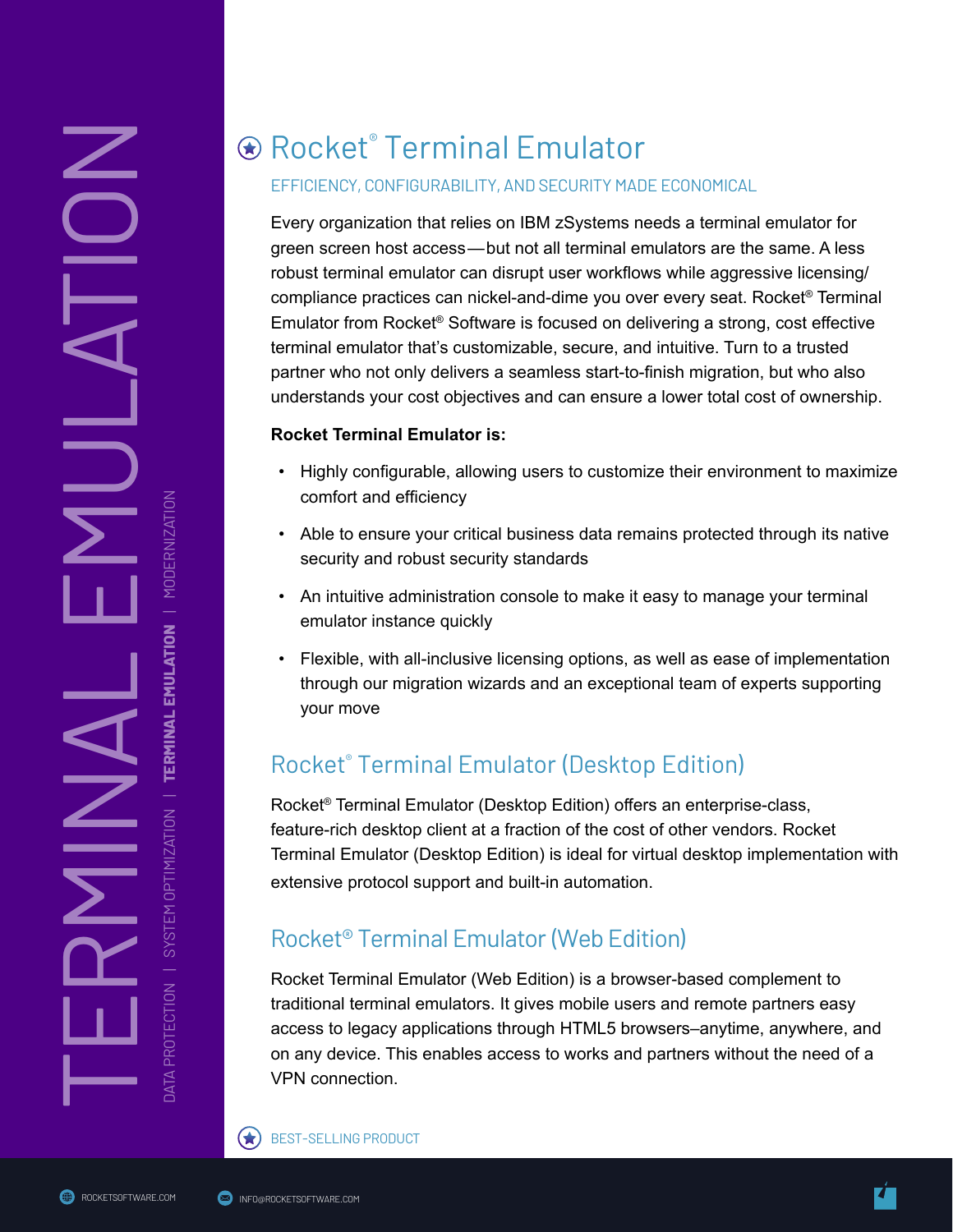# Rocket® Terminal Emulator

EFFICIENCY, CONFIGURABILITY, AND SECURITY MADE ECONOMICAL

Every organization that relies on IBM zSystems needs a terminal emulator for green screen host access—but not all terminal emulators are the same. A less robust terminal emulator can disrupt user workflows while aggressive licensing/compliance practices can nickel-and-dime you over every seat. Rocket® Terminal Emulator from Rocket® Software is focused on delivering a strong, cost effective terminal emulator that's customizable, secure, and intuitive. Turn to a trusted partner who not only delivers a seamless start-to-finish migration, but who also understands your cost objectives and can ensure a lower total cost of ownership.

**Rocket Terminal Emulator is:**

- Highly configurable, allowing users to customize their environment to maximize comfort and efficiency
- Able to ensure your critical business data remains protected through its native security and robust security standards
- An intuitive administration console to make it easy to manage your terminal emulator instance quickly
- Flexible, with all-inclusive licensing options, as well as ease of implementation through our migration wizards and an exceptional team of experts supporting your move

## Rocket® Terminal Emulator (Desktop Edition)

Rocket® Terminal Emulator (Desktop Edition) offers an enterprise-class, feature-rich desktop client at a fraction of the cost of other vendors. Rocket Terminal Emulator (Desktop Edition) is ideal for virtual desktop implementation with extensive protocol support and built-in automation.

## Rocket® Terminal Emulator (Web Edition)

Rocket Terminal Emulator (Web Edition) is a browser-based complement to traditional terminal emulators. It gives mobile users and remote partners easy access to legacy applications through HTML5 browsers–anytime, anywhere, and on any device. This enables access to works and partners without the need of a VPN connection.

BEST-SELLING PRODUCT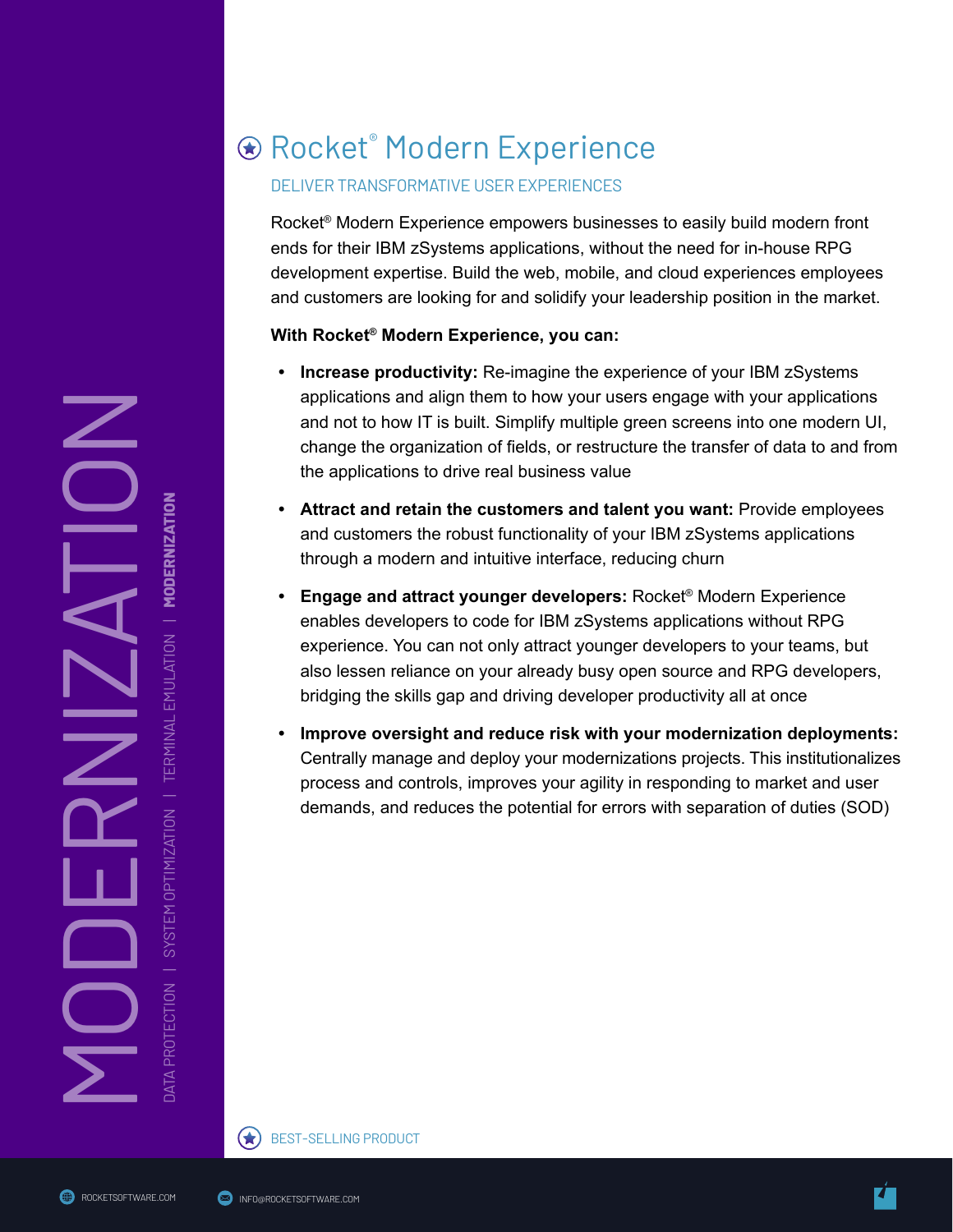# Rocket® Modern Experience

DELIVER TRANSFORMATIVE USER EXPERIENCES

Rocket® Modern Experience empowers businesses to easily build modern front ends for their IBM zSystems applications, without the need for in-house RPG development expertise. Build the web, mobile, and cloud experiences employees and customers are looking for and solidify your leadership position in the market.

**With Rocket® Modern Experience, you can:**

- **Increase productivity:** Re-imagine the experience of your IBM zSystems applications and align them to how your users engage with your applications and not to how IT is built. Simplify multiple green screens into one modern UI, change the organization of fields, or restructure the transfer of data to and from the applications to drive real business value
- **Attract and retain the customers and talent you want:** Provide employees and customers the robust functionality of your IBM zSystems applications through a modern and intuitive interface, reducing churn
- **Engage and attract younger developers:** Rocket® Modern Experience enables developers to code for IBM zSystems applications without RPG experience. You can not only attract younger developers to your teams, but also lessen reliance on your already busy open source and RPG developers, bridging the skills gap and driving developer productivity all at once
- **Improve oversight and reduce risk with your modernization deployments:** Centrally manage and deploy your modernizations projects. This institutionalizes process and controls, improves your agility in responding to market and user demands, and reduces the potential for errors with separation of duties (SOD)

BEST-SELLING PRODUCT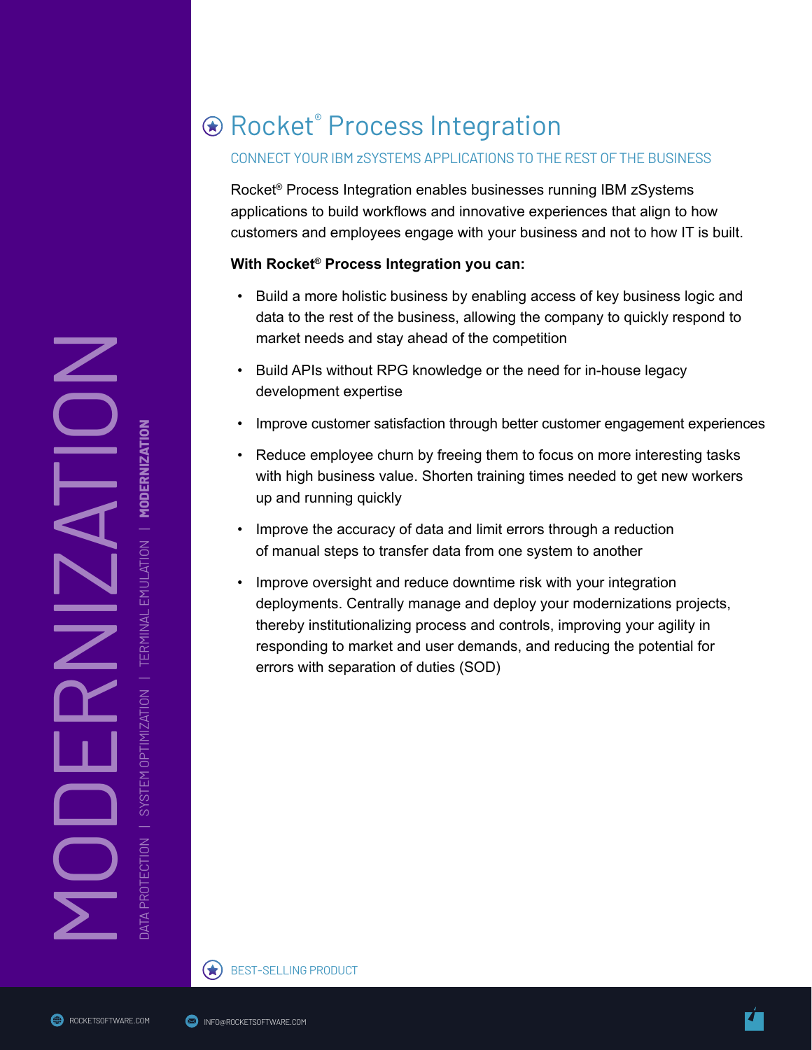# Rocket® Process Integration

CONNECT YOUR IBM zSYSTEMS APPLICATIONS TO THE REST OF THE BUSINESS

Rocket® Process Integration enables businesses running IBM zSystems applications to build workflows and innovative experiences that align to how customers and employees engage with your business and not to how IT is built.

**With Rocket® Process Integration you can:**

- Build a more holistic business by enabling access of key business logic and data to the rest of the business, allowing the company to quickly respond to market needs and stay ahead of the competition
- Build APIs without RPG knowledge or the need for in-house legacy development expertise
- Improve customer satisfaction through better customer engagement experiences
- Reduce employee churn by freeing them to focus on more interesting tasks with high business value. Shorten training times needed to get new workers up and running quickly
- Improve the accuracy of data and limit errors through a reduction of manual steps to transfer data from one system to another
- Improve oversight and reduce downtime risk with your integration deployments. Centrally manage and deploy your modernizations projects, thereby institutionalizing process and controls, improving your agility in responding to market and user demands, and reducing the potential for errors with separation of duties (SOD)

BEST-SELLING PRODUCT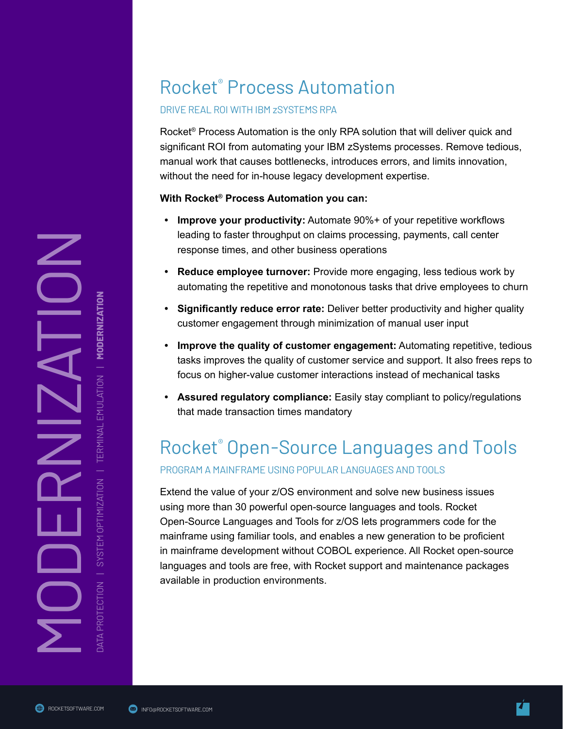# Rocket® Process Automation

DRIVE REAL ROI WITH IBM zSYSTEMS RPA

Rocket® Process Automation is the only RPA solution that will deliver quick and significant ROI from automating your IBM zSystems processes. Remove tedious, manual work that causes bottlenecks, introduces errors, and limits innovation, without the need for in-house legacy development expertise.

**With Rocket® Process Automation you can:**

- **Improve your productivity:** Automate 90%+ of your repetitive workflows leading to faster throughput on claims processing, payments, call center response times, and other business operations
- **Reduce employee turnover:** Provide more engaging, less tedious work by automating the repetitive and monotonous tasks that drive employees to churn
- **Significantly reduce error rate:** Deliver better productivity and higher quality customer engagement through minimization of manual user input
- **Improve the quality of customer engagement:** Automating repetitive, tedious tasks improves the quality of customer service and support. It also frees reps to focus on higher-value customer interactions instead of mechanical tasks
- **Assured regulatory compliance:** Easily stay compliant to policy/regulations that made transaction times mandatory

# Rocket® Open-Source Languages and Tools

PROGRAM A MAINFRAME USING POPULAR LANGUAGES AND TOOLS

Extend the value of your z/OS environment and solve new business issues using more than 30 powerful open-source languages and tools. Rocket Open-Source Languages and Tools for z/OS lets programmers code for the mainframe using familiar tools, and enables a new generation to be proficient in mainframe development without COBOL experience. All Rocket open-source languages and tools are free, with Rocket support and maintenance packages available in production environments.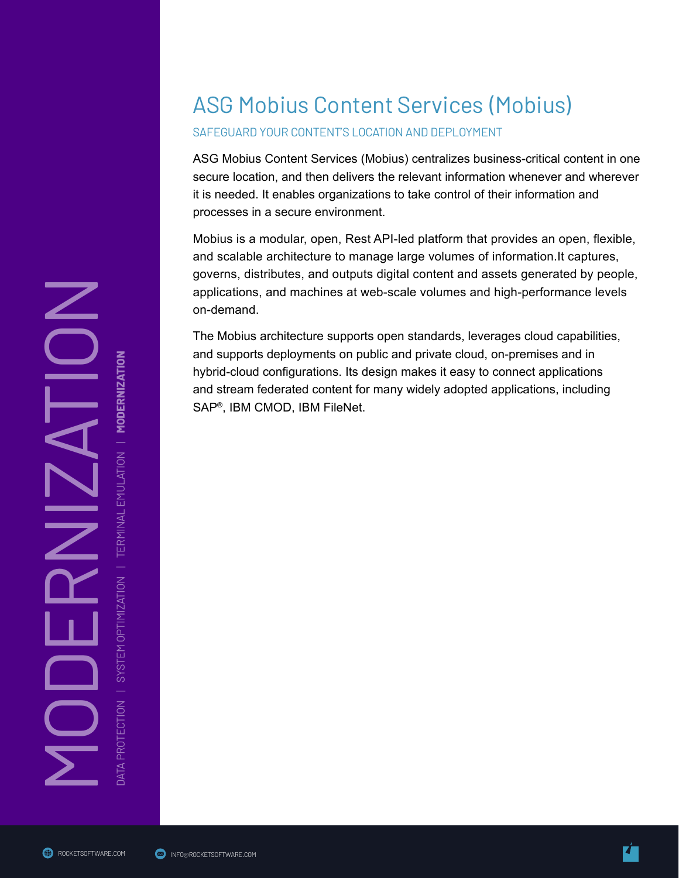# ASG Mobius Content Services (Mobius)

## SAFEGUARD YOUR CONTENT'S LOCATION AND DEPLOYMENT

ASG Mobius Content Services (Mobius) centralizes business-critical content in one secure location, and then delivers the relevant information whenever and wherever it is needed. It enables organizations to take control of their information and processes in a secure environment.

Mobius is a modular, open, Rest API-led platform that provides an open, flexible, and scalable architecture to manage large volumes of information.It captures, governs, distributes, and outputs digital content and assets generated by people, applications, and machines at web-scale volumes and high-performance levels on-demand.

The Mobius architecture supports open standards, leverages cloud capabilities, and supports deployments on public and private cloud, on-premises and in hybrid-cloud configurations. Its design makes it easy to connect applications and stream federated content for many widely adopted applications, including SAP®, IBM CMOD, IBM FileNet.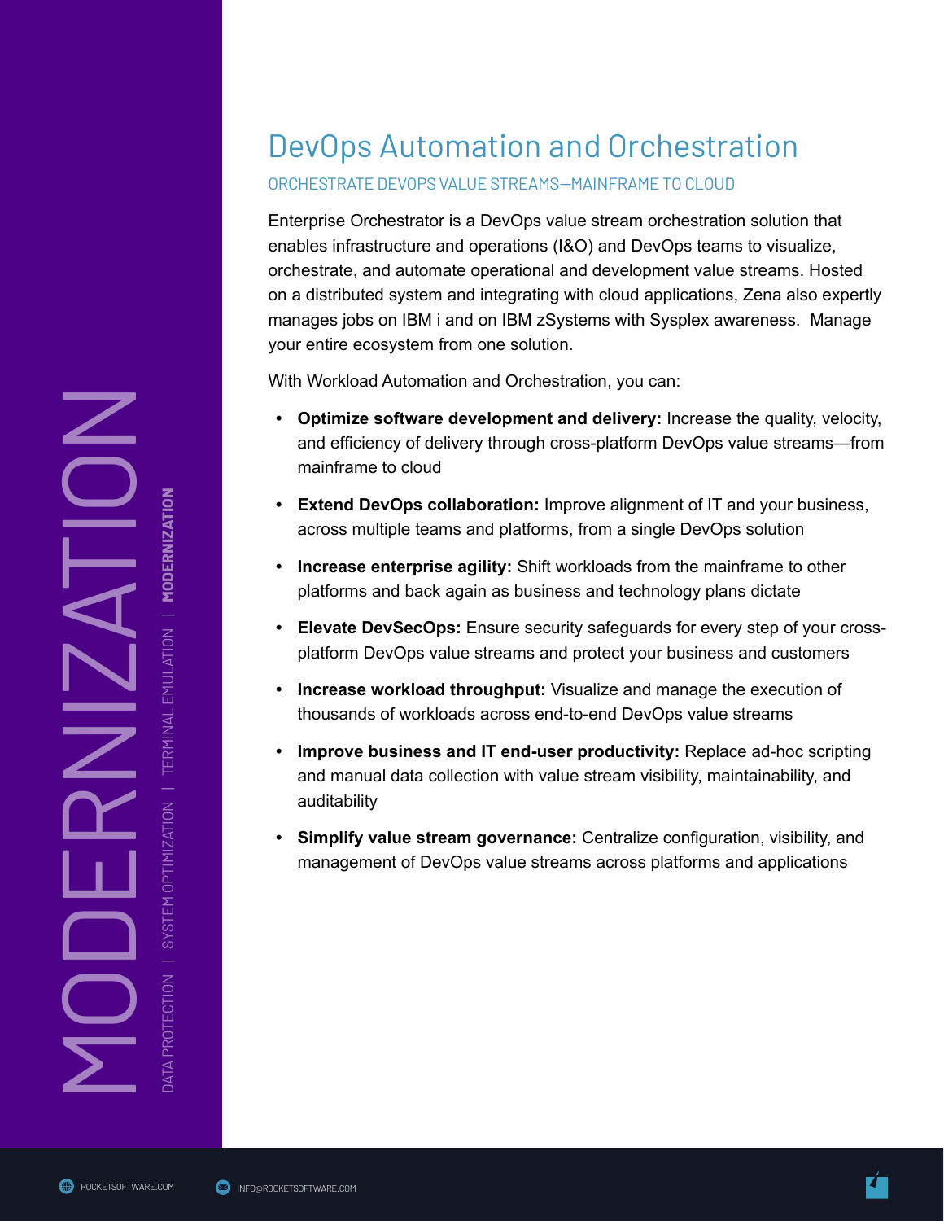# DevOps Automation and Orchestration

## ORCHESTRATE DEVOPS VALUE STREAMS—MAINFRAME TO CLOUD

Enterprise Orchestrator is a DevOps value stream orchestration solution that enables infrastructure and operations (I&O) and DevOps teams to visualize, orchestrate, and automate operational and development value streams. Hosted on a distributed system and integrating with cloud applications, Zena also expertly manages jobs on IBM i and on IBM zSystems with Sysplex awareness. Manage your entire ecosystem from one solution.

With Workload Automation and Orchestration, you can:

- **Optimize software development and delivery:** Increase the quality, velocity, and efficiency of delivery through cross-platform DevOps value streams—from mainframe to cloud
- **Extend DevOps collaboration:** Improve alignment of IT and your business, across multiple teams and platforms, from a single DevOps solution
- **Increase enterprise agility:** Shift workloads from the mainframe to other platforms and back again as business and technology plans dictate
- **Elevate DevSecOps:** Ensure security safeguards for every step of your cross-platform DevOps value streams and protect your business and customers
- **Increase workload throughput:** Visualize and manage the execution of thousands of workloads across end-to-end DevOps value streams
- **Improve business and IT end-user productivity:** Replace ad-hoc scripting and manual data collection with value stream visibility, maintainability, and auditability
- **Simplify value stream governance:** Centralize configuration, visibility, and management of DevOps value streams across platforms and applications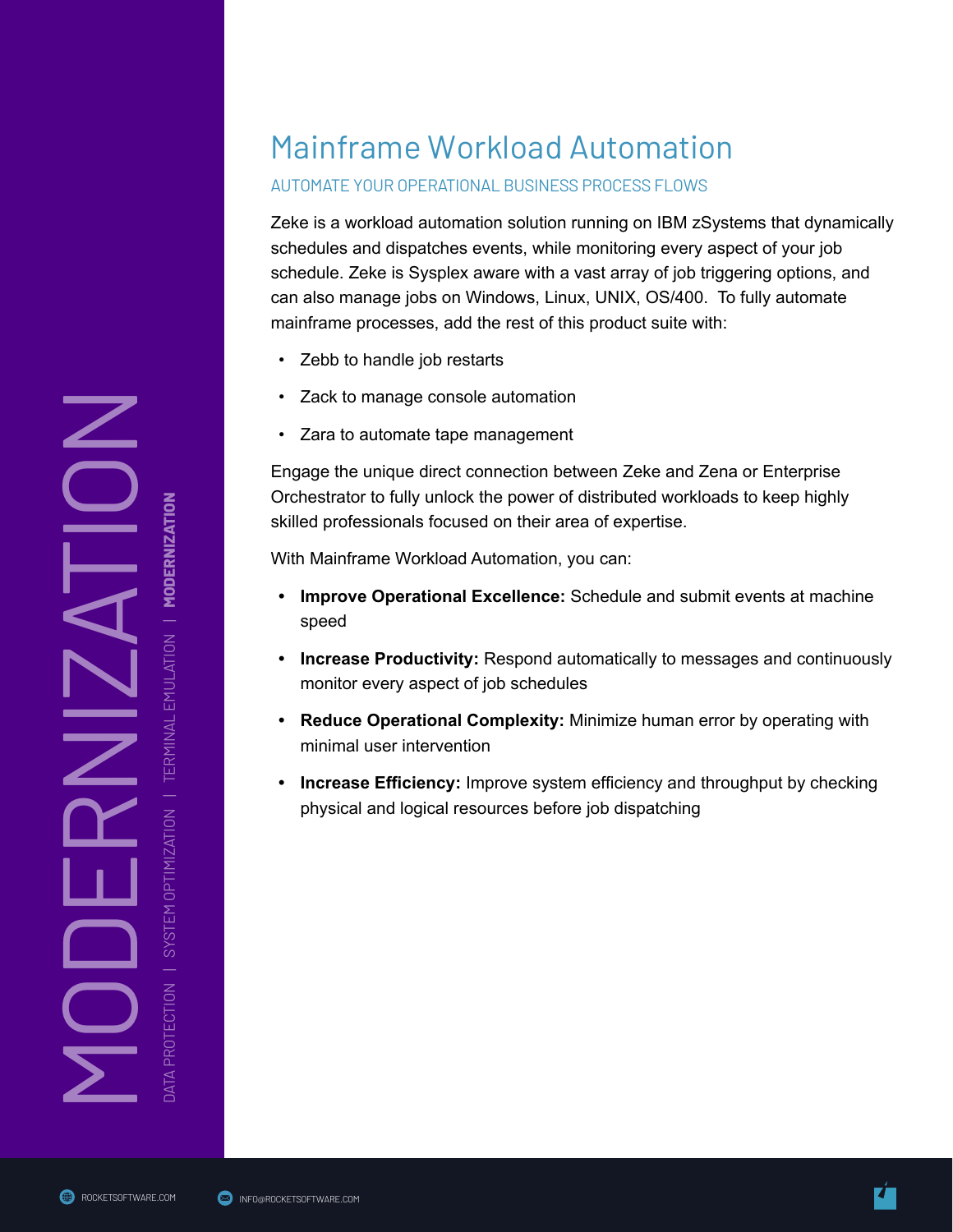# Mainframe Workload Automation

## AUTOMATE YOUR OPERATIONAL BUSINESS PROCESS FLOWS

Zeke is a workload automation solution running on IBM zSystems that dynamically schedules and dispatches events, while monitoring every aspect of your job schedule. Zeke is Sysplex aware with a vast array of job triggering options, and can also manage jobs on Windows, Linux, UNIX, OS/400. To fully automate mainframe processes, add the rest of this product suite with:

- Zebb to handle job restarts
- Zack to manage console automation
- Zara to automate tape management

Engage the unique direct connection between Zeke and Zena or Enterprise Orchestrator to fully unlock the power of distributed workloads to keep highly skilled professionals focused on their area of expertise.

With Mainframe Workload Automation, you can:

- **Improve Operational Excellence:** Schedule and submit events at machine speed
- **Increase Productivity:** Respond automatically to messages and continuously monitor every aspect of job schedules
- **Reduce Operational Complexity:** Minimize human error by operating with minimal user intervention
- **Increase Efficiency:** Improve system efficiency and throughput by checking physical and logical resources before job dispatching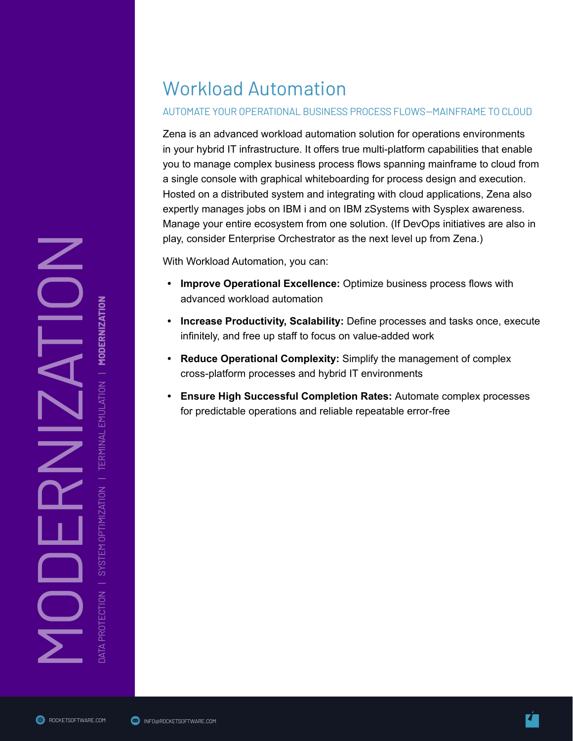## Workload Automation

AUTOMATE YOUR OPERATIONAL BUSINESS PROCESS FLOWS—MAINFRAME TO CLOUD

Zena is an advanced workload automation solution for operations environments in your hybrid IT infrastructure. It offers true multi-platform capabilities that enable you to manage complex business process flows spanning mainframe to cloud from a single console with graphical whiteboarding for process design and execution. Hosted on a distributed system and integrating with cloud applications, Zena also expertly manages jobs on IBM i and on IBM zSystems with Sysplex awareness. Manage your entire ecosystem from one solution. (If DevOps initiatives are also in play, consider Enterprise Orchestrator as the next level up from Zena.)

With Workload Automation, you can:

- **Improve Operational Excellence:** Optimize business process flows with advanced workload automation
- **Increase Productivity, Scalability:** Define processes and tasks once, execute infinitely, and free up staff to focus on value-added work
- **Reduce Operational Complexity:** Simplify the management of complex cross-platform processes and hybrid IT environments
- **Ensure High Successful Completion Rates:** Automate complex processes for predictable operations and reliable repeatable error-free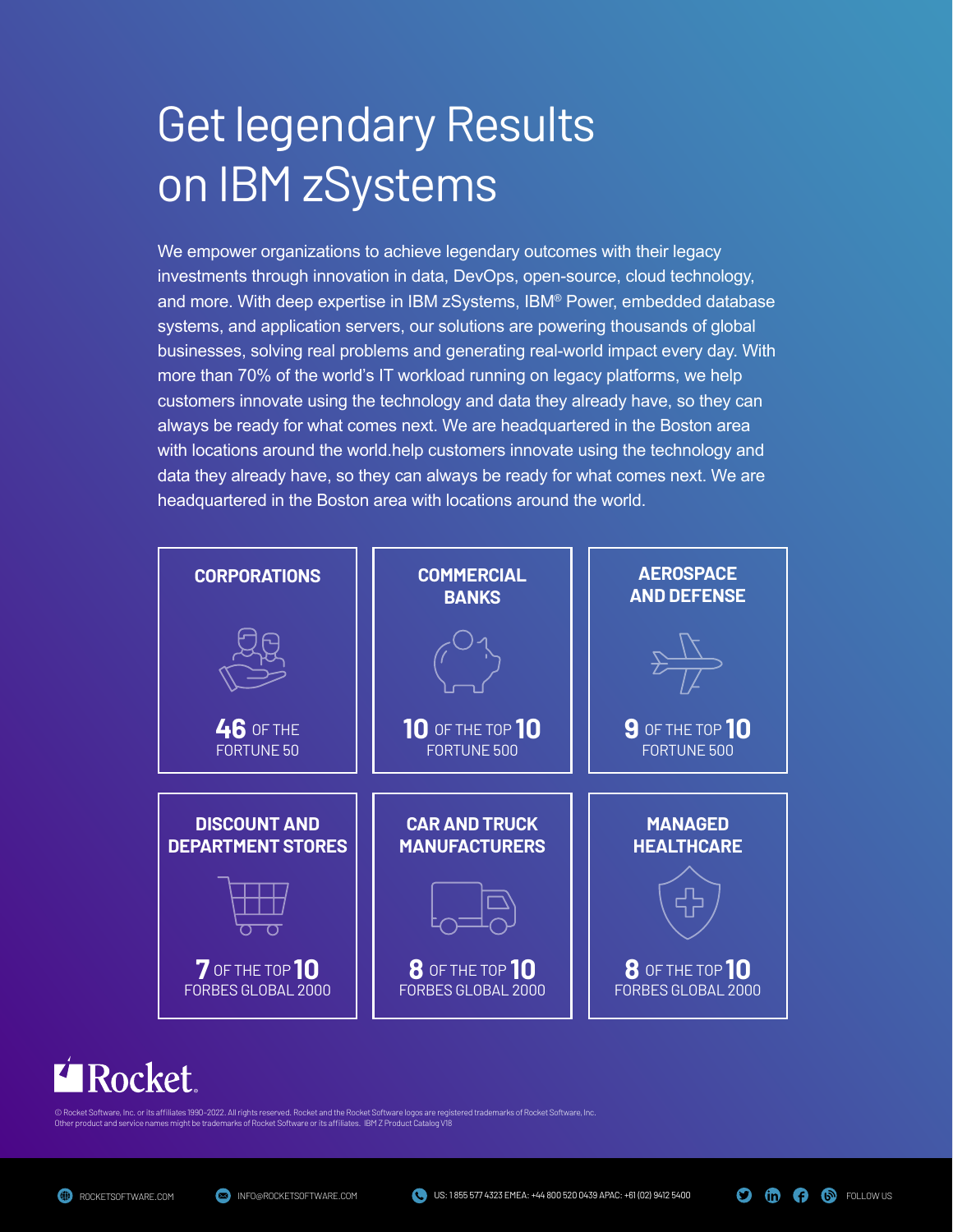# Get legendary Results on IBM zSystems

We empower organizations to achieve legendary outcomes with their legacy investments through innovation in data, DevOps, open-source, cloud technology, and more. With deep expertise in IBM zSystems, IBM® Power, embedded database systems, and application servers, our solutions are powering thousands of global businesses, solving real problems and generating real-world impact every day. With more than 70% of the world's IT workload running on legacy platforms, we help customers innovate using the technology and data they already have, so they can always be ready for what comes next. We are headquartered in the Boston area with locations around the world.help customers innovate using the technology and data they already have, so they can always be ready for what comes next. We are headquartered in the Boston area with locations around the world.

**CORPORATIONS**

**46** OF THE FORTUNE 50

**COMMERCIAL BANKS**

**10** OF THE TOP **10** FORTUNE 500

**AEROSPACE AND DEFENSE**

**9** OF THE TOP **10** FORTUNE 500

**DISCOUNT AND DEPARTMENT STORES**

**7** OF THE TOP **10** FORBES GLOBAL 2000

**CAR AND TRUCK MANUFACTURERS**

**8** OF THE TOP **10** FORBES GLOBAL 2000

**MANAGED HEALTHCARE**

**8** OF THE TOP **10** FORBES GLOBAL 2000

Rocket

© Rocket Software, Inc. or its affiliates 1990–2022. All rights reserved. Rocket and the Rocket Software logos are registered trademarks of Rocket Software, Inc. Other product and service names might be trademarks of Rocket Software or its affiliates. IBM Z Product Catalog V18

ROCKETSOFTWARE.COM

INFO@ROCKETSOFTWARE.COM

US: 1 855 577 4323 EMEA: +44 800 520 0439 APAC: +61 (02) 9412 5400

FOLLOW US